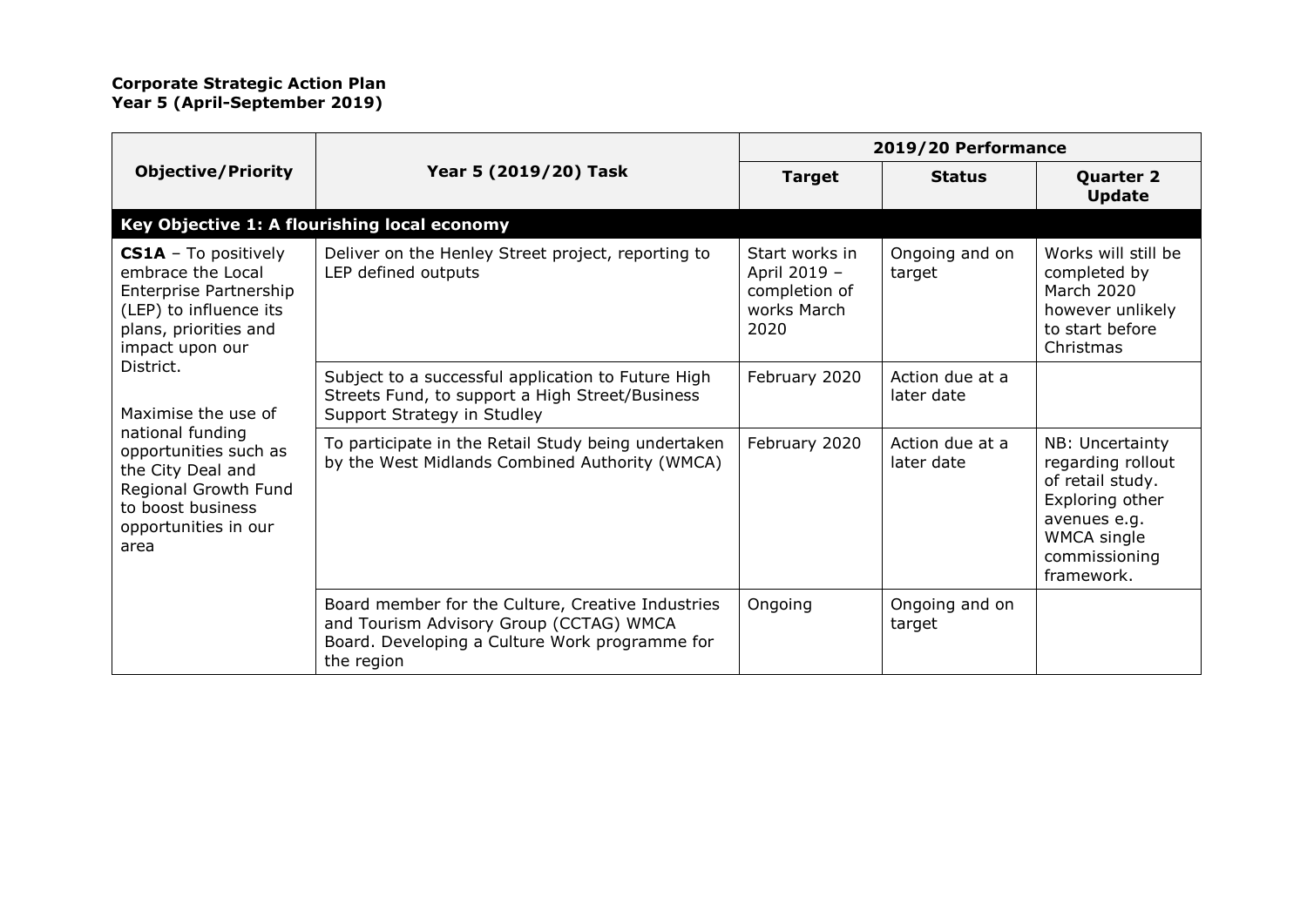**Corporate Strategic Action Plan**
**Year 5 (April-September 2019)**

| Objective/Priority | Year 5 (2019/20) Task | 2019/20 Performance | | |
|---|---|---|---|---|
| | | **Target** | **Status** | **Quarter 2 Update** |
| **Key Objective 1: A flourishing local economy** | | | | |
| **CS1A** – To positively embrace the Local Enterprise Partnership (LEP) to influence its plans, priorities and impact upon our District.<br><br>Maximise the use of national funding opportunities such as the City Deal and Regional Growth Fund to boost business opportunities in our area | Deliver on the Henley Street project, reporting to LEP defined outputs | Start works in April 2019 – completion of works March 2020 | Ongoing and on target | Works will still be completed by March 2020 however unlikely to start before Christmas |
| | Subject to a successful application to Future High Streets Fund, to support a High Street/Business Support Strategy in Studley | February 2020 | Action due at a later date | |
| | To participate in the Retail Study being undertaken by the West Midlands Combined Authority (WMCA) | February 2020 | Action due at a later date | NB: Uncertainty regarding rollout of retail study. Exploring other avenues e.g. WMCA single commissioning framework. |
| | Board member for the Culture, Creative Industries and Tourism Advisory Group (CCTAG) WMCA Board. Developing a Culture Work programme for the region | Ongoing | Ongoing and on target | |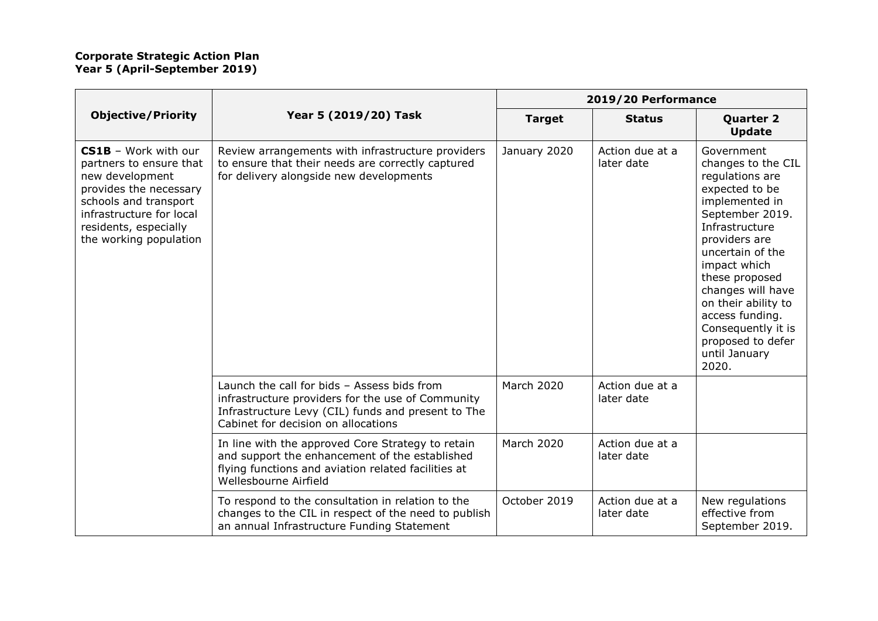**Corporate Strategic Action Plan**
**Year 5 (April-September 2019)**

| Objective/Priority | Year 5 (2019/20) Task | 2019/20 Performance | | |
|---|---|---|---|---|
| | | Target | Status | Quarter 2 Update |
| **CS1B** – Work with our partners to ensure that new development provides the necessary schools and transport infrastructure for local residents, especially the working population | Review arrangements with infrastructure providers to ensure that their needs are correctly captured for delivery alongside new developments | January 2020 | Action due at a later date | Government changes to the CIL regulations are expected to be implemented in September 2019. Infrastructure providers are uncertain of the impact which these proposed changes will have on their ability to access funding. Consequently it is proposed to defer until January 2020. |
| | Launch the call for bids – Assess bids from infrastructure providers for the use of Community Infrastructure Levy (CIL) funds and present to The Cabinet for decision on allocations | March 2020 | Action due at a later date | |
| | In line with the approved Core Strategy to retain and support the enhancement of the established flying functions and aviation related facilities at Wellesbourne Airfield | March 2020 | Action due at a later date | |
| | To respond to the consultation in relation to the changes to the CIL in respect of the need to publish an annual Infrastructure Funding Statement | October 2019 | Action due at a later date | New regulations effective from September 2019. |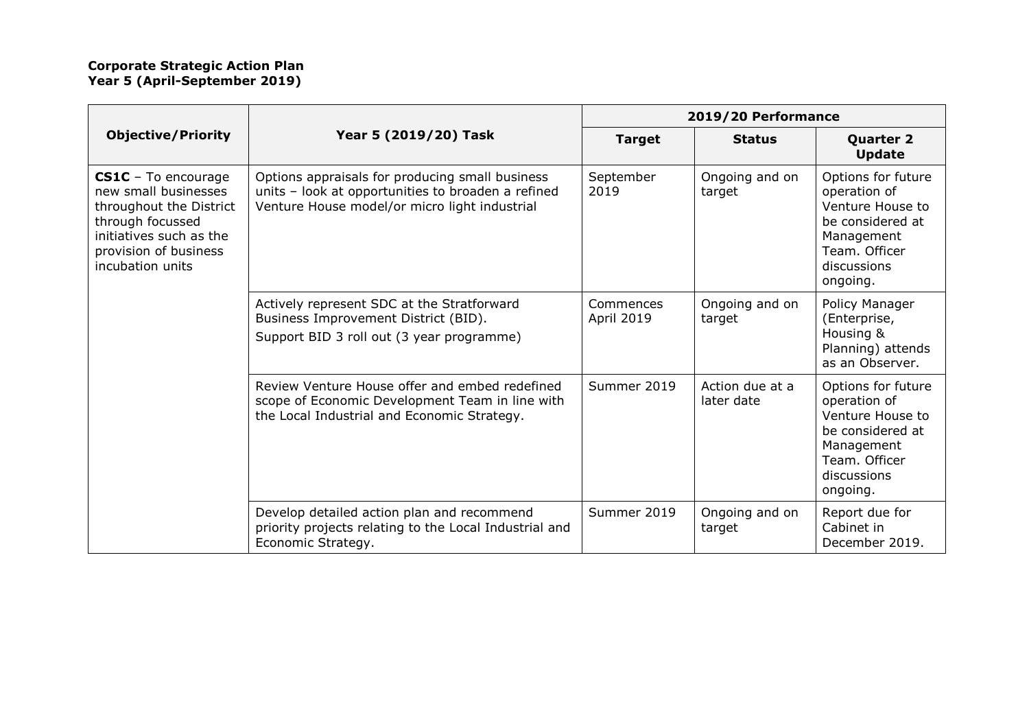**Corporate Strategic Action Plan**
**Year 5 (April-September 2019)**

| Objective/Priority | Year 5 (2019/20) Task | 2019/20 Performance | | |
|---|---|---|---|---|
| | | **Target** | **Status** | **Quarter 2 Update** |
| **CS1C** – To encourage new small businesses throughout the District through focussed initiatives such as the provision of business incubation units | Options appraisals for producing small business units – look at opportunities to broaden a refined Venture House model/or micro light industrial | September 2019 | Ongoing and on target | Options for future operation of Venture House to be considered at Management Team. Officer discussions ongoing. |
| | Actively represent SDC at the Stratforward Business Improvement District (BID). Support BID 3 roll out (3 year programme) | Commences April 2019 | Ongoing and on target | Policy Manager (Enterprise, Housing & Planning) attends as an Observer. |
| | Review Venture House offer and embed redefined scope of Economic Development Team in line with the Local Industrial and Economic Strategy. | Summer 2019 | Action due at a later date | Options for future operation of Venture House to be considered at Management Team. Officer discussions ongoing. |
| | Develop detailed action plan and recommend priority projects relating to the Local Industrial and Economic Strategy. | Summer 2019 | Ongoing and on target | Report due for Cabinet in December 2019. |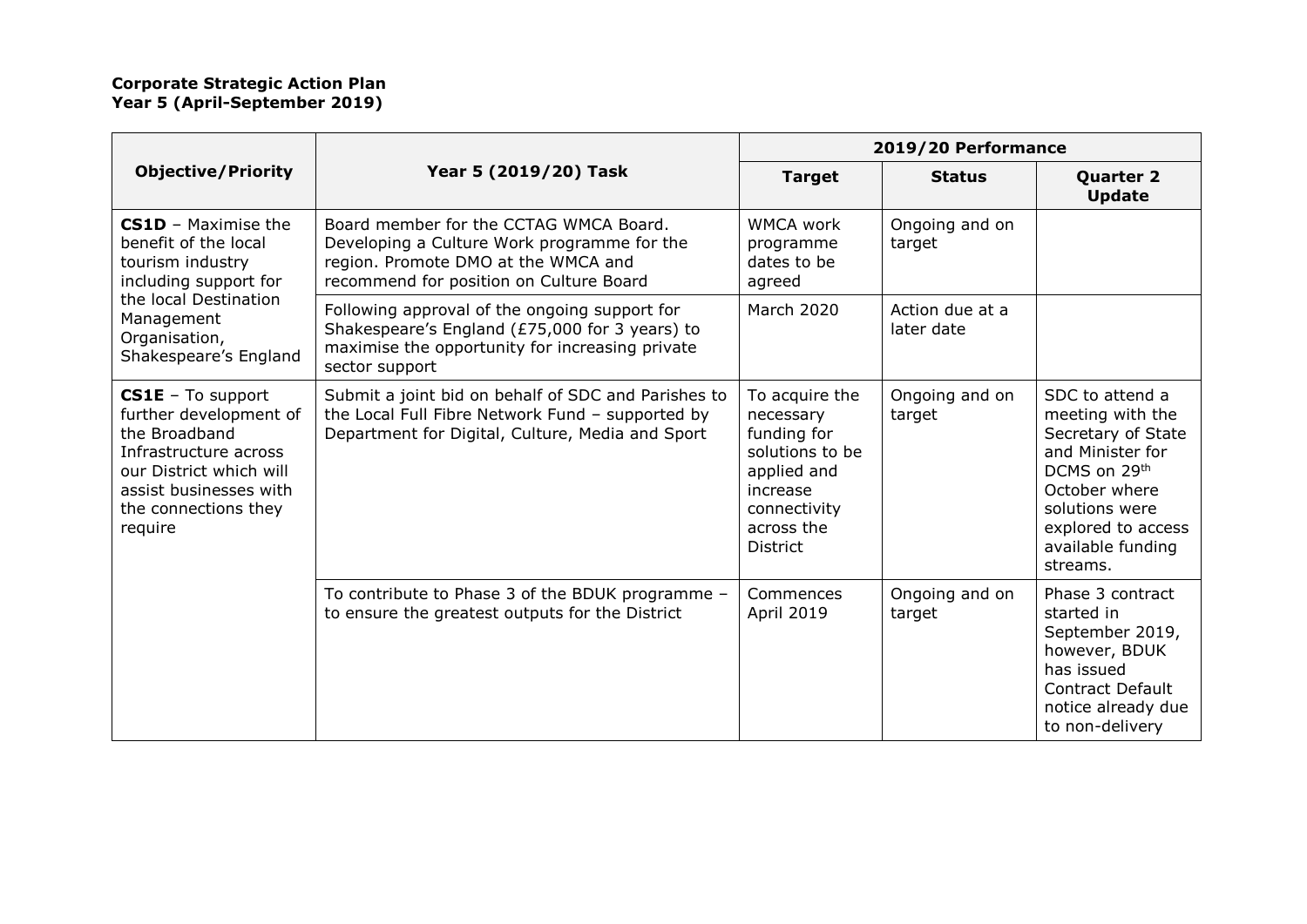**Corporate Strategic Action Plan**
**Year 5 (April-September 2019)**

| Objective/Priority | Year 5 (2019/20) Task | 2019/20 Performance | | |
|---|---|---|---|---|
| | | **Target** | **Status** | **Quarter 2 Update** |
| **CS1D** – Maximise the benefit of the local tourism industry including support for the local Destination Management Organisation, Shakespeare's England | Board member for the CCTAG WMCA Board. Developing a Culture Work programme for the region. Promote DMO at the WMCA and recommend for position on Culture Board | WMCA work programme dates to be agreed | Ongoing and on target | |
| | Following approval of the ongoing support for Shakespeare's England (£75,000 for 3 years) to maximise the opportunity for increasing private sector support | March 2020 | Action due at a later date | |
| **CS1E** – To support further development of the Broadband Infrastructure across our District which will assist businesses with the connections they require | Submit a joint bid on behalf of SDC and Parishes to the Local Full Fibre Network Fund – supported by Department for Digital, Culture, Media and Sport | To acquire the necessary funding for solutions to be applied and increase connectivity across the District | Ongoing and on target | SDC to attend a meeting with the Secretary of State and Minister for DCMS on 29th October where solutions were explored to access available funding streams. |
| | To contribute to Phase 3 of the BDUK programme – to ensure the greatest outputs for the District | Commences April 2019 | Ongoing and on target | Phase 3 contract started in September 2019, however, BDUK has issued Contract Default notice already due to non-delivery |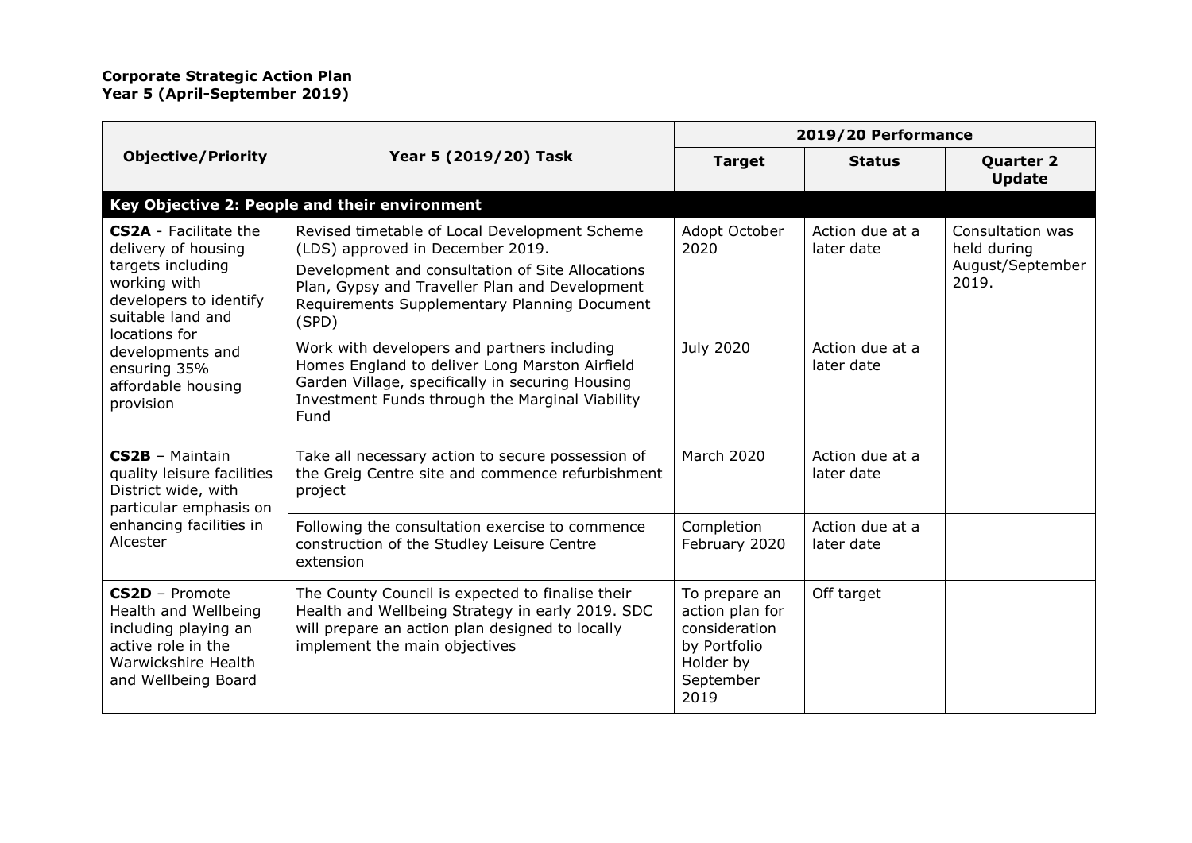**Corporate Strategic Action Plan**
**Year 5 (April-September 2019)**

| Objective/Priority | Year 5 (2019/20) Task | 2019/20 Performance | | |
|---|---|---|---|---|
| | | **Target** | **Status** | **Quarter 2 Update** |
| **Key Objective 2: People and their environment** | | | | |
| **CS2A** - Facilitate the delivery of housing targets including working with developers to identify suitable land and locations for developments and ensuring 35% affordable housing provision | Revised timetable of Local Development Scheme (LDS) approved in December 2019. Development and consultation of Site Allocations Plan, Gypsy and Traveller Plan and Development Requirements Supplementary Planning Document (SPD) | Adopt October 2020 | Action due at a later date | Consultation was held during August/September 2019. |
| | Work with developers and partners including Homes England to deliver Long Marston Airfield Garden Village, specifically in securing Housing Investment Funds through the Marginal Viability Fund | July 2020 | Action due at a later date | |
| **CS2B** – Maintain quality leisure facilities District wide, with particular emphasis on enhancing facilities in Alcester | Take all necessary action to secure possession of the Greig Centre site and commence refurbishment project | March 2020 | Action due at a later date | |
| | Following the consultation exercise to commence construction of the Studley Leisure Centre extension | Completion February 2020 | Action due at a later date | |
| **CS2D** – Promote Health and Wellbeing including playing an active role in the Warwickshire Health and Wellbeing Board | The County Council is expected to finalise their Health and Wellbeing Strategy in early 2019. SDC will prepare an action plan designed to locally implement the main objectives | To prepare an action plan for consideration by Portfolio Holder by September 2019 | Off target | |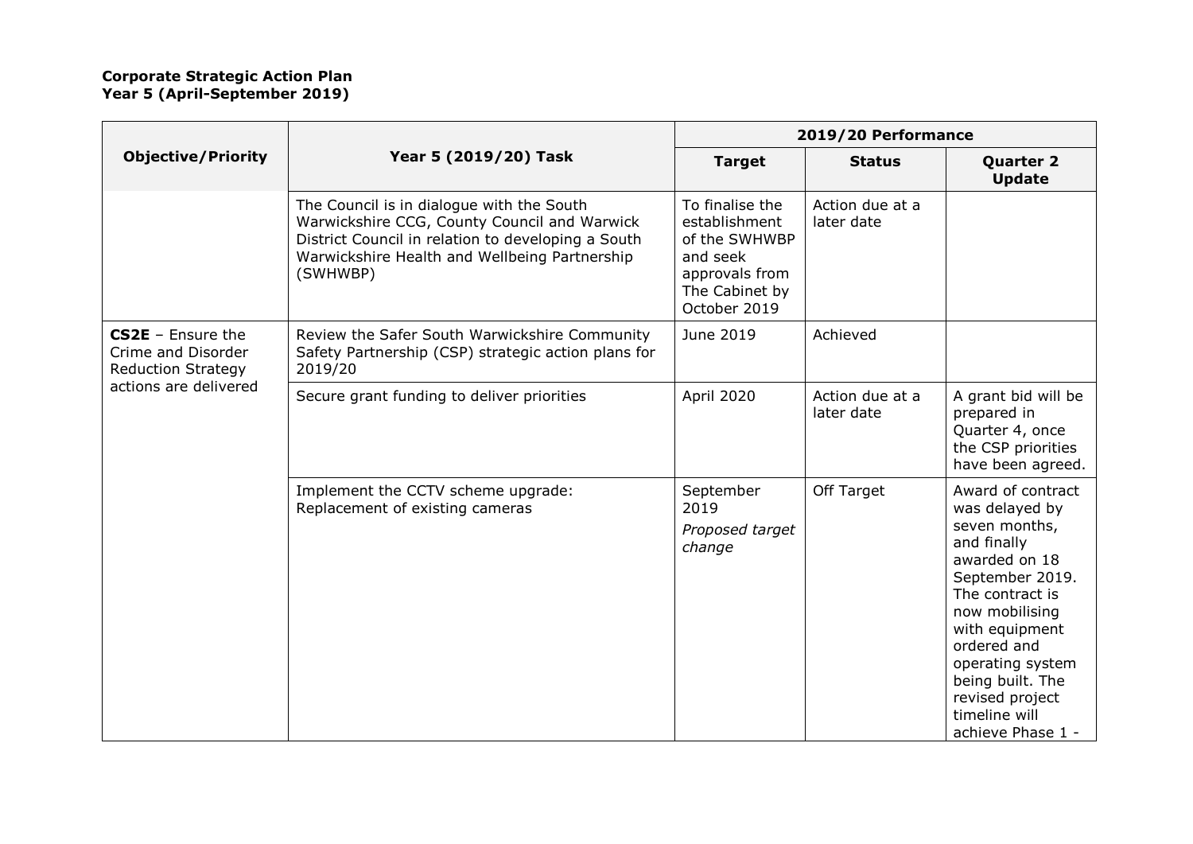**Corporate Strategic Action Plan**
**Year 5 (April-September 2019)**

| Objective/Priority | Year 5 (2019/20) Task | 2019/20 Performance | | |
|---|---|---|---|---|
| | | **Target** | **Status** | **Quarter 2 Update** |
| | The Council is in dialogue with the South Warwickshire CCG, County Council and Warwick District Council in relation to developing a South Warwickshire Health and Wellbeing Partnership (SWHWBP) | To finalise the establishment of the SWHWBP and seek approvals from The Cabinet by October 2019 | Action due at a later date | |
| **CS2E** – Ensure the Crime and Disorder Reduction Strategy actions are delivered | Review the Safer South Warwickshire Community Safety Partnership (CSP) strategic action plans for 2019/20 | June 2019 | Achieved | |
| | Secure grant funding to deliver priorities | April 2020 | Action due at a later date | A grant bid will be prepared in Quarter 4, once the CSP priorities have been agreed. |
| | Implement the CCTV scheme upgrade: Replacement of existing cameras | September 2019 *Proposed target change* | Off Target | Award of contract was delayed by seven months, and finally awarded on 18 September 2019. The contract is now mobilising with equipment ordered and operating system being built. The revised project timeline will achieve Phase 1 - |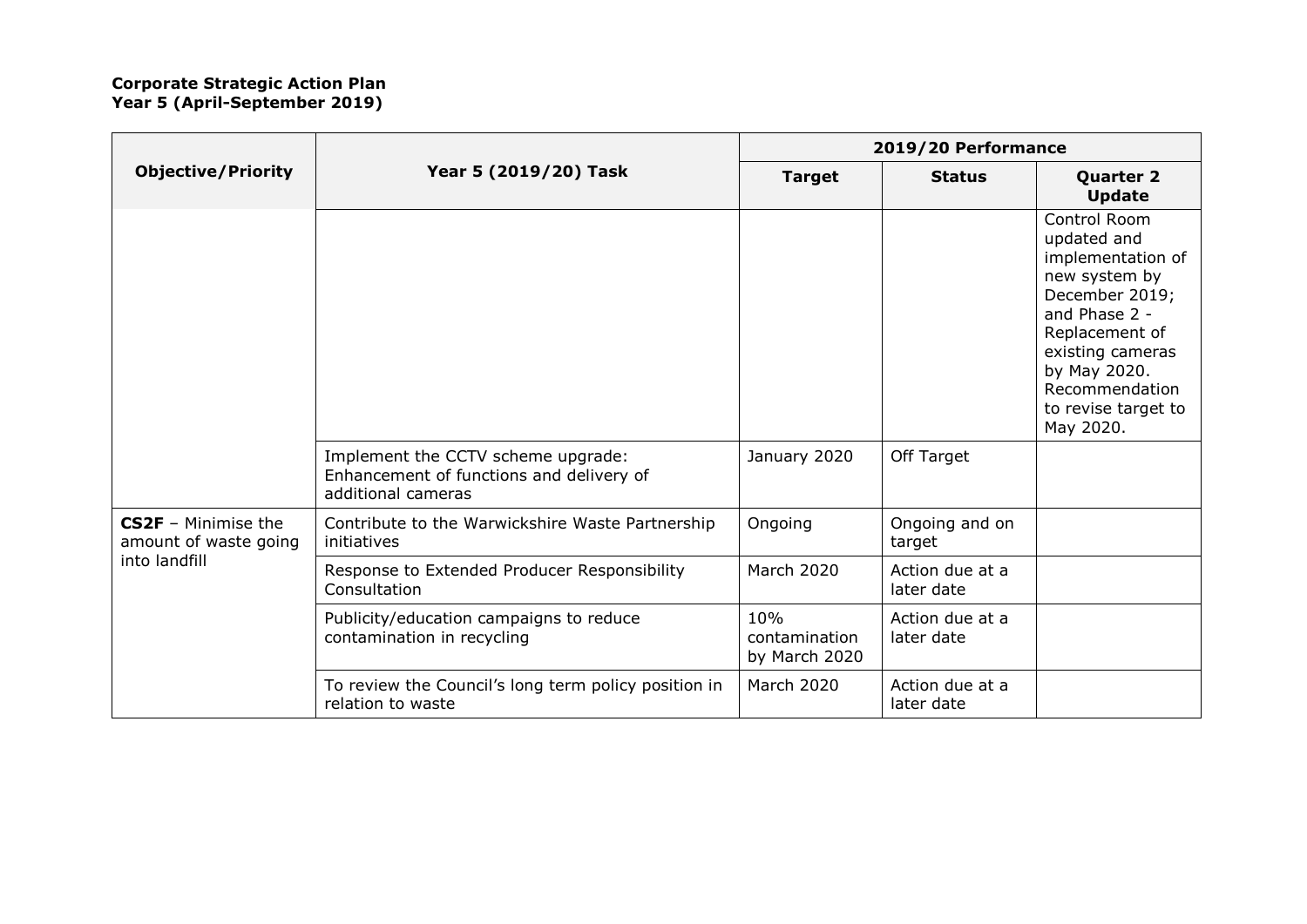**Corporate Strategic Action Plan**
**Year 5 (April-September 2019)**

| Objective/Priority | Year 5 (2019/20) Task | 2019/20 Performance | | |
|---|---|---|---|---|
| | | Target | Status | Quarter 2 Update |
| | | | | Control Room updated and implementation of new system by December 2019; and Phase 2 - Replacement of existing cameras by May 2020. Recommendation to revise target to May 2020. |
| | Implement the CCTV scheme upgrade: Enhancement of functions and delivery of additional cameras | January 2020 | Off Target | |
| **CS2F** – Minimise the amount of waste going into landfill | Contribute to the Warwickshire Waste Partnership initiatives | Ongoing | Ongoing and on target | |
| | Response to Extended Producer Responsibility Consultation | March 2020 | Action due at a later date | |
| | Publicity/education campaigns to reduce contamination in recycling | 10% contamination by March 2020 | Action due at a later date | |
| | To review the Council's long term policy position in relation to waste | March 2020 | Action due at a later date | |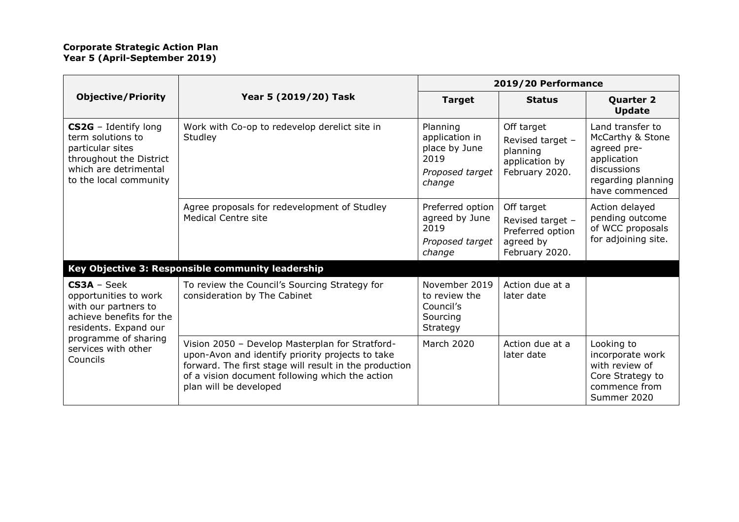**Corporate Strategic Action Plan**
**Year 5 (April-September 2019)**

| Objective/Priority | Year 5 (2019/20) Task | 2019/20 Performance | | |
|---|---|---|---|---|
| | | **Target** | **Status** | **Quarter 2 Update** |
| **CS2G** – Identify long term solutions to particular sites throughout the District which are detrimental to the local community | Work with Co-op to redevelop derelict site in Studley | Planning application in place by June 2019 *Proposed target change* | Off target Revised target – planning application by February 2020. | Land transfer to McCarthy & Stone agreed pre-application discussions regarding planning have commenced |
| | Agree proposals for redevelopment of Studley Medical Centre site | Preferred option agreed by June 2019 *Proposed target change* | Off target Revised target – Preferred option agreed by February 2020. | Action delayed pending outcome of WCC proposals for adjoining site. |
| **Key Objective 3: Responsible community leadership** | | | | |
| **CS3A** – Seek opportunities to work with our partners to achieve benefits for the residents. Expand our programme of sharing services with other Councils | To review the Council's Sourcing Strategy for consideration by The Cabinet | November 2019 to review the Council's Sourcing Strategy | Action due at a later date | |
| | Vision 2050 – Develop Masterplan for Stratford-upon-Avon and identify priority projects to take forward. The first stage will result in the production of a vision document following which the action plan will be developed | March 2020 | Action due at a later date | Looking to incorporate work with review of Core Strategy to commence from Summer 2020 |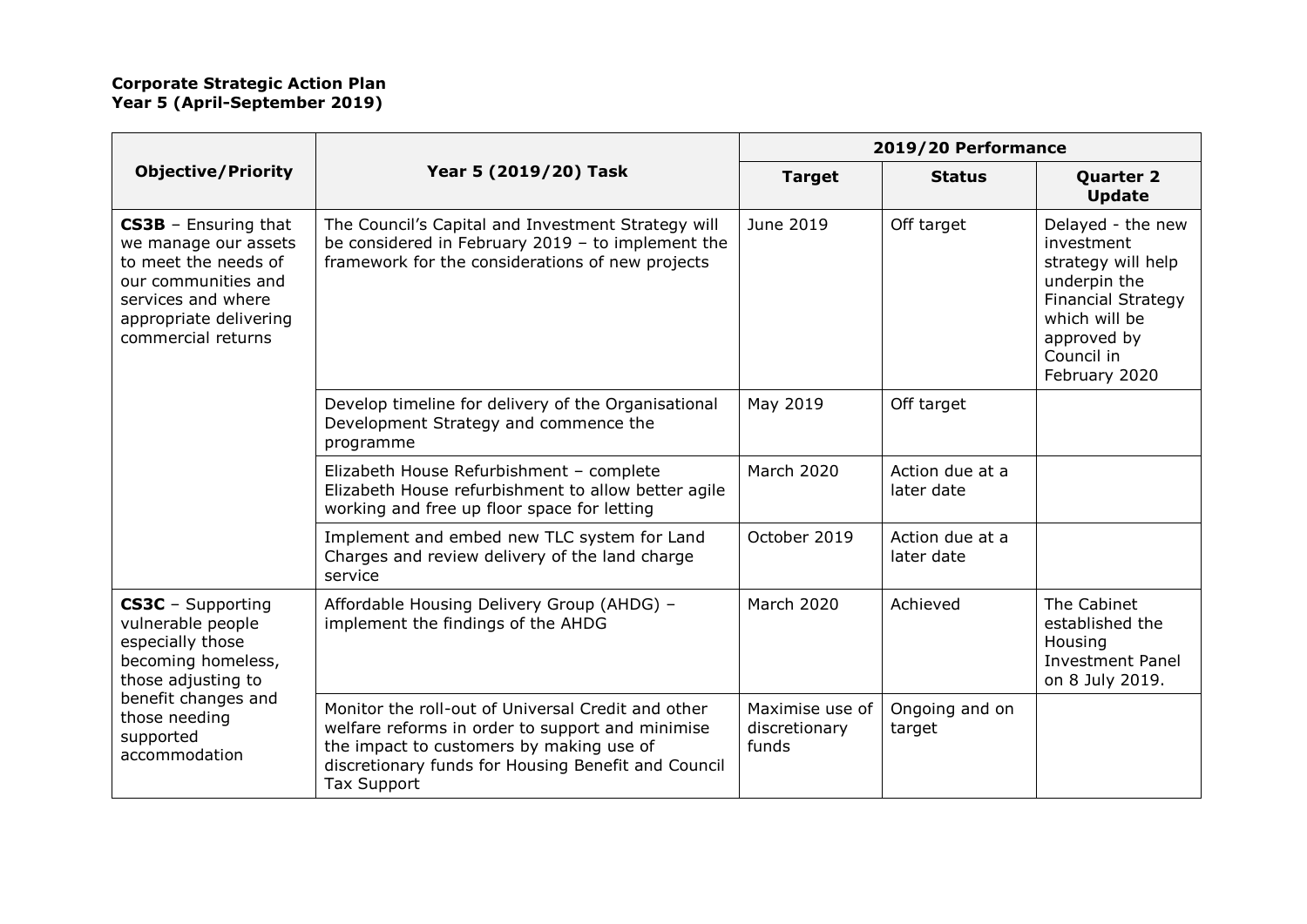**Corporate Strategic Action Plan**
**Year 5 (April-September 2019)**

| Objective/Priority | Year 5 (2019/20) Task | 2019/20 Performance | | |
|---|---|---|---|---|
| | | **Target** | **Status** | **Quarter 2 Update** |
| **CS3B** – Ensuring that we manage our assets to meet the needs of our communities and services and where appropriate delivering commercial returns | The Council's Capital and Investment Strategy will be considered in February 2019 – to implement the framework for the considerations of new projects | June 2019 | Off target | Delayed - the new investment strategy will help underpin the Financial Strategy which will be approved by Council in February 2020 |
| | Develop timeline for delivery of the Organisational Development Strategy and commence the programme | May 2019 | Off target | |
| | Elizabeth House Refurbishment – complete Elizabeth House refurbishment to allow better agile working and free up floor space for letting | March 2020 | Action due at a later date | |
| | Implement and embed new TLC system for Land Charges and review delivery of the land charge service | October 2019 | Action due at a later date | |
| **CS3C** – Supporting vulnerable people especially those becoming homeless, those adjusting to benefit changes and those needing supported accommodation | Affordable Housing Delivery Group (AHDG) – implement the findings of the AHDG | March 2020 | Achieved | The Cabinet established the Housing Investment Panel on 8 July 2019. |
| | Monitor the roll-out of Universal Credit and other welfare reforms in order to support and minimise the impact to customers by making use of discretionary funds for Housing Benefit and Council Tax Support | Maximise use of discretionary funds | Ongoing and on target | |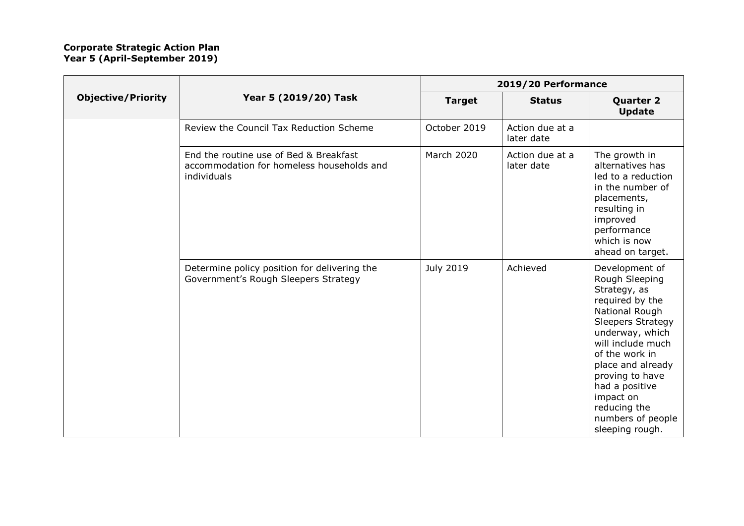**Corporate Strategic Action Plan**
**Year 5 (April-September 2019)**

| Objective/Priority | Year 5 (2019/20) Task | 2019/20 Performance | | |
|---|---|---|---|---|
| | | **Target** | **Status** | **Quarter 2 Update** |
| | Review the Council Tax Reduction Scheme | October 2019 | Action due at a later date | |
| | End the routine use of Bed & Breakfast accommodation for homeless households and individuals | March 2020 | Action due at a later date | The growth in alternatives has led to a reduction in the number of placements, resulting in improved performance which is now ahead on target. |
| | Determine policy position for delivering the Government's Rough Sleepers Strategy | July 2019 | Achieved | Development of Rough Sleeping Strategy, as required by the National Rough Sleepers Strategy underway, which will include much of the work in place and already proving to have had a positive impact on reducing the numbers of people sleeping rough. |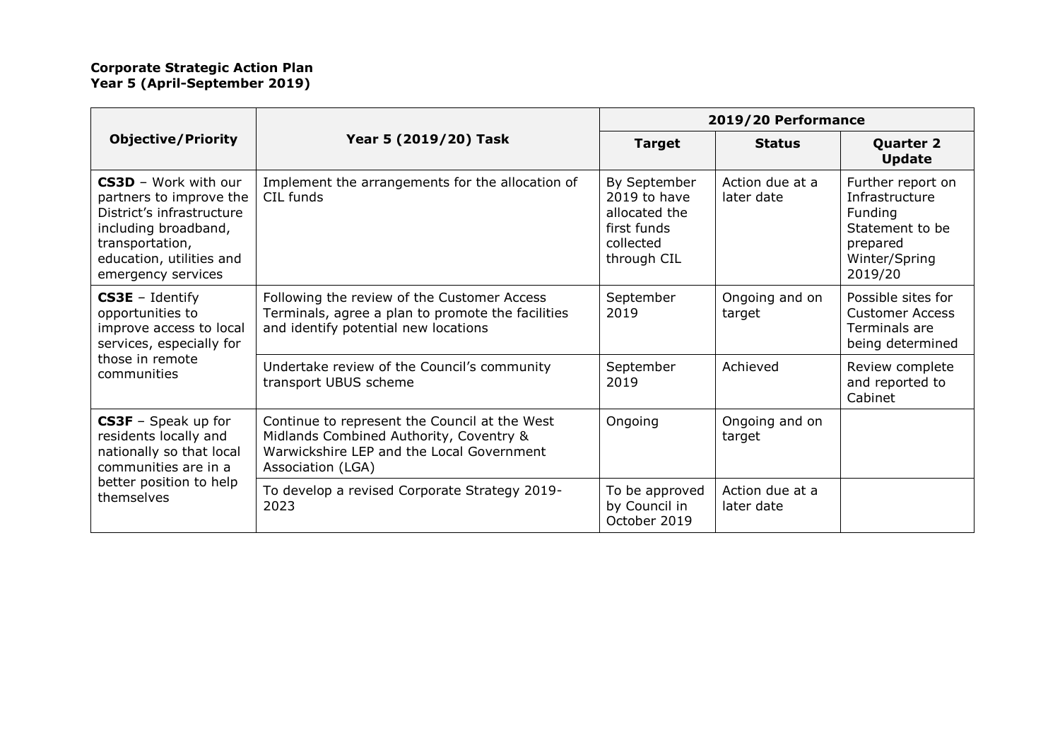**Corporate Strategic Action Plan**
**Year 5 (April-September 2019)**

| Objective/Priority | Year 5 (2019/20) Task | 2019/20 Performance | | |
|---|---|---|---|---|
| | | **Target** | **Status** | **Quarter 2 Update** |
| **CS3D** – Work with our partners to improve the District's infrastructure including broadband, transportation, education, utilities and emergency services | Implement the arrangements for the allocation of CIL funds | By September 2019 to have allocated the first funds collected through CIL | Action due at a later date | Further report on Infrastructure Funding Statement to be prepared Winter/Spring 2019/20 |
| **CS3E** – Identify opportunities to improve access to local services, especially for those in remote communities | Following the review of the Customer Access Terminals, agree a plan to promote the facilities and identify potential new locations | September 2019 | Ongoing and on target | Possible sites for Customer Access Terminals are being determined |
| | Undertake review of the Council's community transport UBUS scheme | September 2019 | Achieved | Review complete and reported to Cabinet |
| **CS3F** – Speak up for residents locally and nationally so that local communities are in a better position to help themselves | Continue to represent the Council at the West Midlands Combined Authority, Coventry & Warwickshire LEP and the Local Government Association (LGA) | Ongoing | Ongoing and on target | |
| | To develop a revised Corporate Strategy 2019-2023 | To be approved by Council in October 2019 | Action due at a later date | |